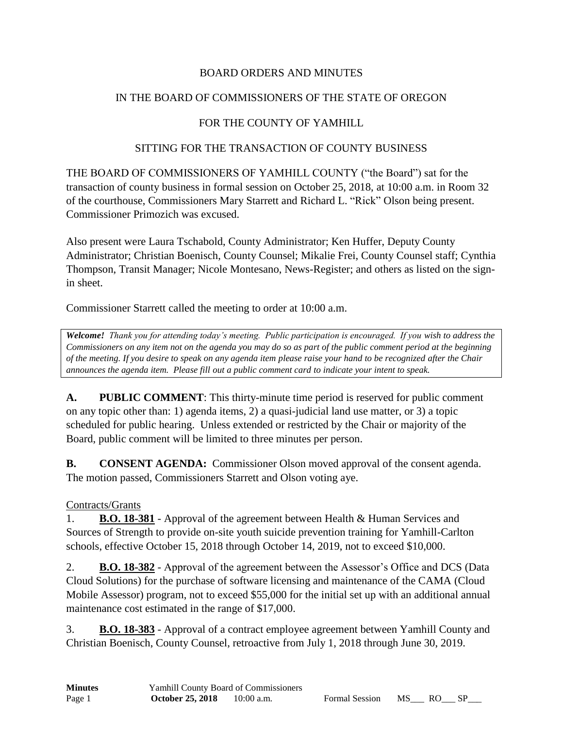BOARD ORDERS AND MINUTES

IN THE BOARD OF COMMISSIONERS OF THE STATE OF OREGON

FOR THE COUNTY OF YAMHILL

SITTING FOR THE TRANSACTION OF COUNTY BUSINESS

THE BOARD OF COMMISSIONERS OF YAMHILL COUNTY ("the Board") sat for the transaction of county business in formal session on October 25, 2018, at 10:00 a.m. in Room 32 of the courthouse, Commissioners Mary Starrett and Richard L. "Rick" Olson being present. Commissioner Primozich was excused.

Also present were Laura Tschabold, County Administrator; Ken Huffer, Deputy County Administrator; Christian Boenisch, County Counsel; Mikalie Frei, County Counsel staff; Cynthia Thompson, Transit Manager; Nicole Montesano, News-Register; and others as listed on the sign-in sheet.

Commissioner Starrett called the meeting to order at 10:00 a.m.

> ***Welcome!*** *Thank you for attending today's meeting. Public participation is encouraged. If you wish to address the Commissioners on any item not on the agenda you may do so as part of the public comment period at the beginning of the meeting. If you desire to speak on any agenda item please raise your hand to be recognized after the Chair announces the agenda item. Please fill out a public comment card to indicate your intent to speak.*

**A. PUBLIC COMMENT**: This thirty-minute time period is reserved for public comment on any topic other than: 1) agenda items, 2) a quasi-judicial land use matter, or 3) a topic scheduled for public hearing. Unless extended or restricted by the Chair or majority of the Board, public comment will be limited to three minutes per person.

**B. CONSENT AGENDA:** Commissioner Olson moved approval of the consent agenda. The motion passed, Commissioners Starrett and Olson voting aye.

Contracts/Grants

1. **B.O. 18-381** - Approval of the agreement between Health & Human Services and Sources of Strength to provide on-site youth suicide prevention training for Yamhill-Carlton schools, effective October 15, 2018 through October 14, 2019, not to exceed $10,000.

2. **B.O. 18-382** - Approval of the agreement between the Assessor's Office and DCS (Data Cloud Solutions) for the purchase of software licensing and maintenance of the CAMA (Cloud Mobile Assessor) program, not to exceed $55,000 for the initial set up with an additional annual maintenance cost estimated in the range of $17,000.

3. **B.O. 18-383** - Approval of a contract employee agreement between Yamhill County and Christian Boenisch, County Counsel, retroactive from July 1, 2018 through June 30, 2019.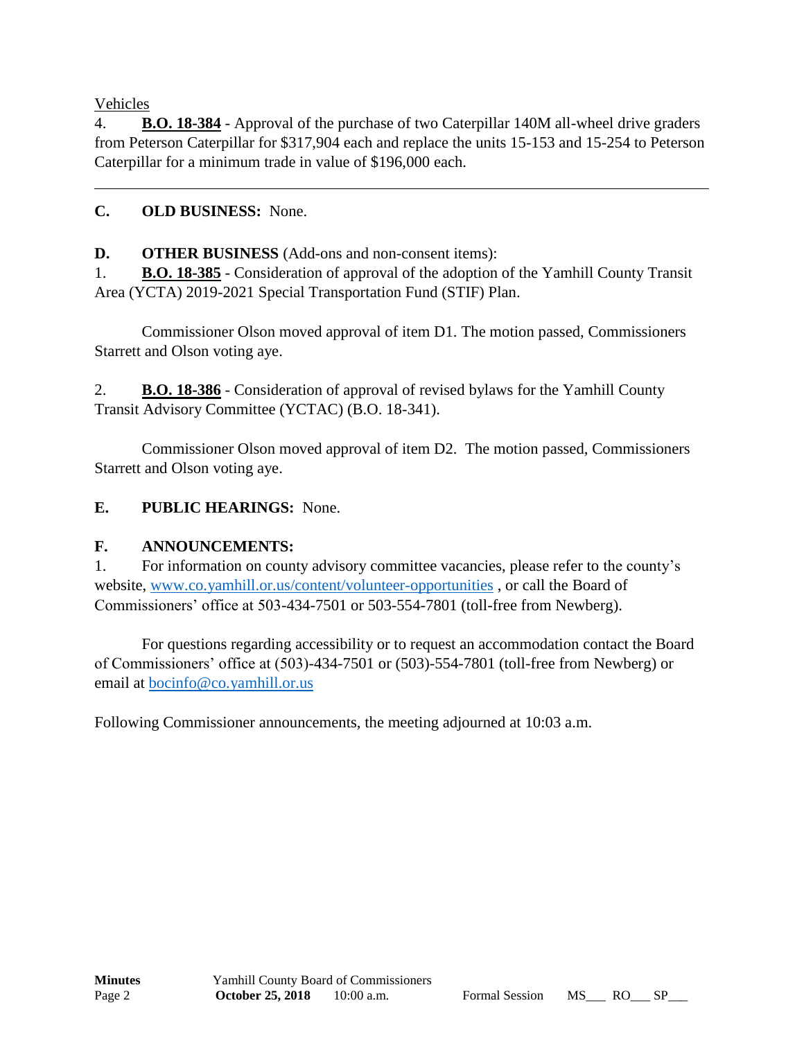Vehicles

4. **B.O. 18-384** - Approval of the purchase of two Caterpillar 140M all-wheel drive graders from Peterson Caterpillar for $317,904 each and replace the units 15-153 and 15-254 to Peterson Caterpillar for a minimum trade in value of $196,000 each.

---

**C. OLD BUSINESS:** None.

**D. OTHER BUSINESS** (Add-ons and non-consent items):

1. **B.O. 18-385** - Consideration of approval of the adoption of the Yamhill County Transit Area (YCTA) 2019-2021 Special Transportation Fund (STIF) Plan.

Commissioner Olson moved approval of item D1. The motion passed, Commissioners Starrett and Olson voting aye.

2. **B.O. 18-386** - Consideration of approval of revised bylaws for the Yamhill County Transit Advisory Committee (YCTAC) (B.O. 18-341).

Commissioner Olson moved approval of item D2. The motion passed, Commissioners Starrett and Olson voting aye.

**E. PUBLIC HEARINGS:** None.

**F. ANNOUNCEMENTS:**

1. For information on county advisory committee vacancies, please refer to the county's website, www.co.yamhill.or.us/content/volunteer-opportunities , or call the Board of Commissioners' office at 503-434-7501 or 503-554-7801 (toll-free from Newberg).

For questions regarding accessibility or to request an accommodation contact the Board of Commissioners' office at (503)-434-7501 or (503)-554-7801 (toll-free from Newberg) or email at bocinfo@co.yamhill.or.us

Following Commissioner announcements, the meeting adjourned at 10:03 a.m.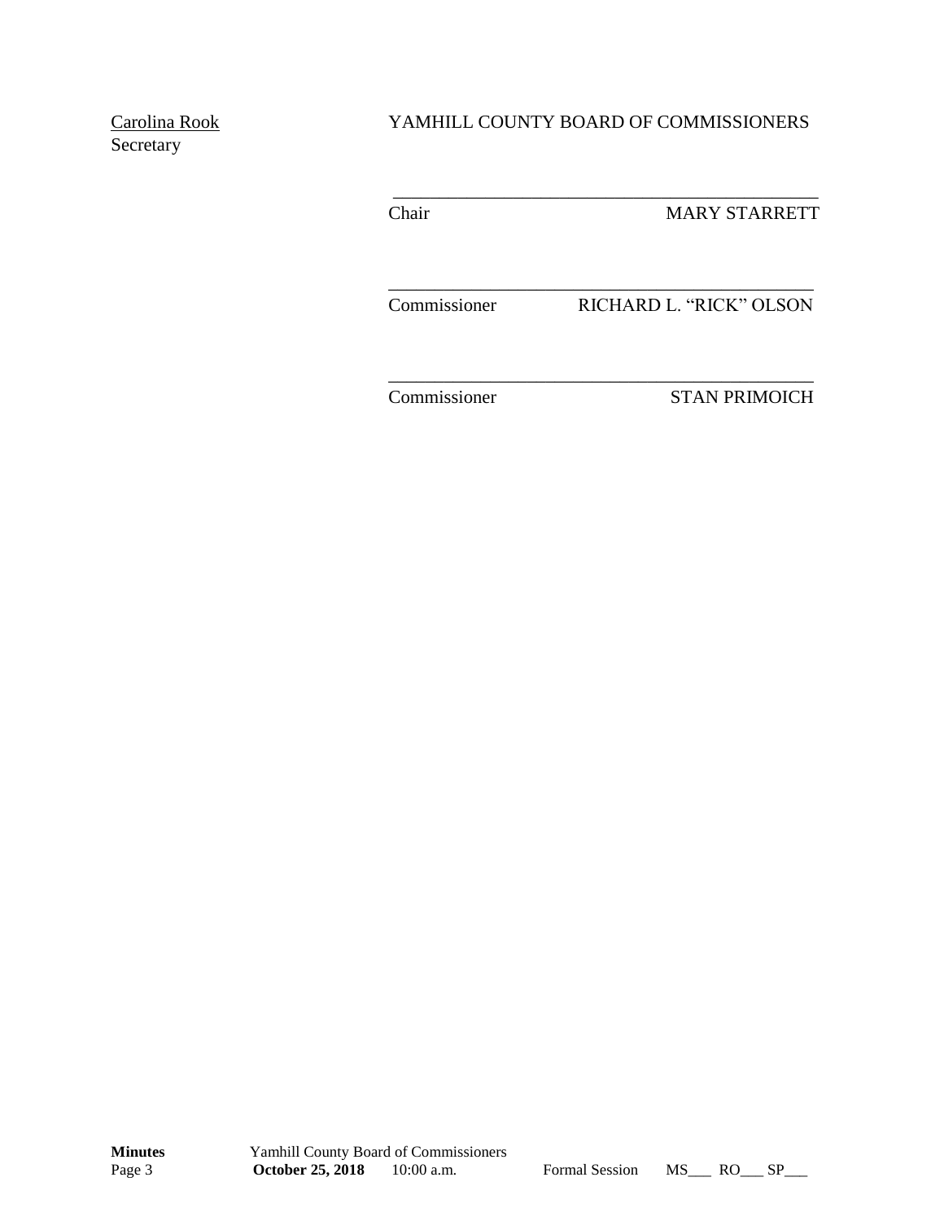Carolina Rook
Secretary

YAMHILL COUNTY BOARD OF COMMISSIONERS

\_\_\_\_\_\_\_\_\_\_\_\_\_\_\_\_\_\_\_\_\_\_\_\_\_\_\_\_\_\_\_\_\_\_\_\_\_\_\_\_\_\_\_\_\_\_\_\_\_
Chair MARY STARRETT

\_\_\_\_\_\_\_\_\_\_\_\_\_\_\_\_\_\_\_\_\_\_\_\_\_\_\_\_\_\_\_\_\_\_\_\_\_\_\_\_\_\_\_\_\_\_\_\_\_
Commissioner RICHARD L. "RICK" OLSON

\_\_\_\_\_\_\_\_\_\_\_\_\_\_\_\_\_\_\_\_\_\_\_\_\_\_\_\_\_\_\_\_\_\_\_\_\_\_\_\_\_\_\_\_\_\_\_\_\_
Commissioner STAN PRIMOICH